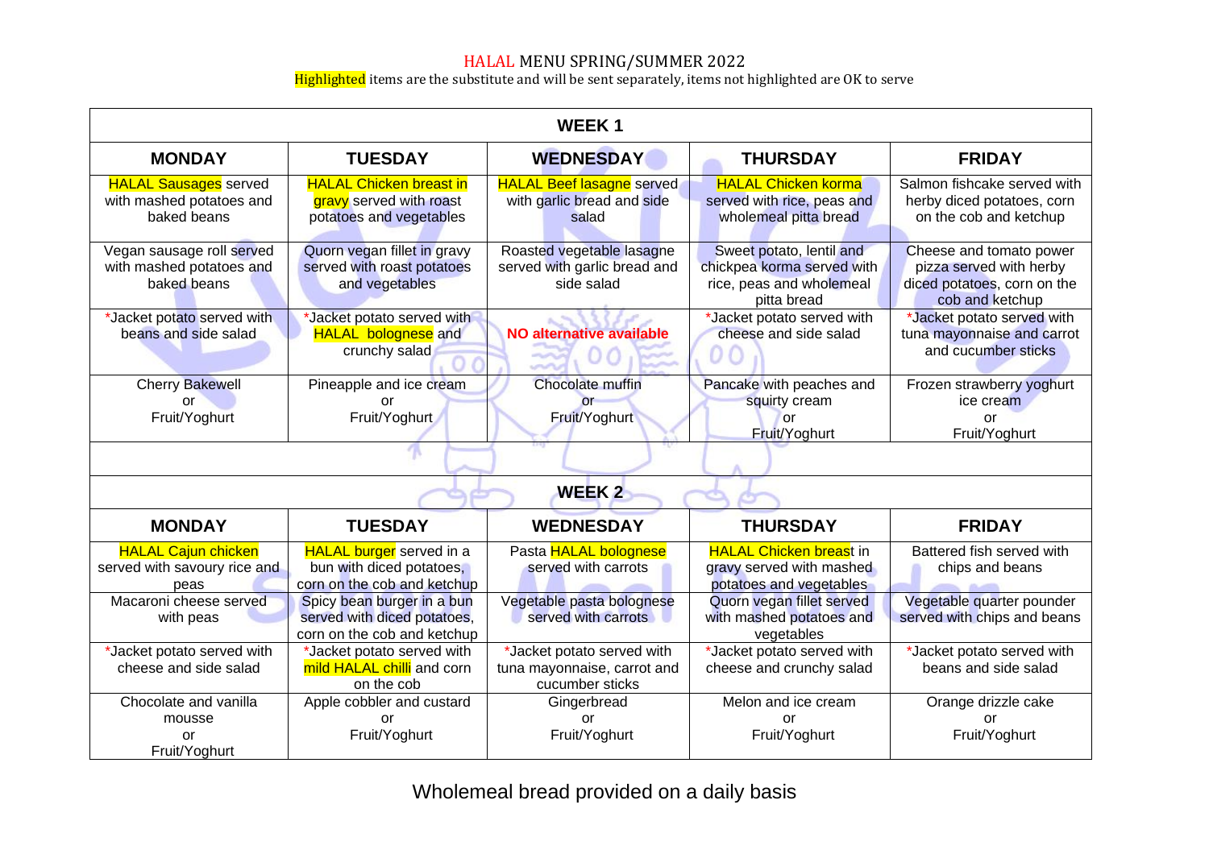HALAL MENU SPRING/SUMMER 2022

Highlighted items are the substitute and will be sent separately, items not highlighted are OK to serve

| WEEK 1 | | | | |
|---|---|---|---|---|
| **MONDAY** | **TUESDAY** | **WEDNESDAY** | **THURSDAY** | **FRIDAY** |
| HALAL Sausages served with mashed potatoes and baked beans | HALAL Chicken breast in gravy served with roast potatoes and vegetables | HALAL Beef lasagne served with garlic bread and side salad | HALAL Chicken korma served with rice, peas and wholemeal pitta bread | Salmon fishcake served with herby diced potatoes, corn on the cob and ketchup |
| Vegan sausage roll served with mashed potatoes and baked beans | Quorn vegan fillet in gravy served with roast potatoes and vegetables | Roasted vegetable lasagne served with garlic bread and side salad | Sweet potato, lentil and chickpea korma served with rice, peas and wholemeal pitta bread | Cheese and tomato power pizza served with herby diced potatoes, corn on the cob and ketchup |
| *Jacket potato served with beans and side salad | *Jacket potato served with HALAL bolognese and crunchy salad | NO alternative available | *Jacket potato served with cheese and side salad | *Jacket potato served with tuna mayonnaise and carrot and cucumber sticks |
| Cherry Bakewell or Fruit/Yoghurt | Pineapple and ice cream or Fruit/Yoghurt | Chocolate muffin or Fruit/Yoghurt | Pancake with peaches and squirty cream or Fruit/Yoghurt | Frozen strawberry yoghurt ice cream or Fruit/Yoghurt |

| WEEK 2 | | | | |
|---|---|---|---|---|
| **MONDAY** | **TUESDAY** | **WEDNESDAY** | **THURSDAY** | **FRIDAY** |
| HALAL Cajun chicken served with savoury rice and peas | HALAL burger served in a bun with diced potatoes, corn on the cob and ketchup | Pasta HALAL bolognese served with carrots | HALAL Chicken breast in gravy served with mashed potatoes and vegetables | Battered fish served with chips and beans |
| Macaroni cheese served with peas | Spicy bean burger in a bun served with diced potatoes, corn on the cob and ketchup | Vegetable pasta bolognese served with carrots | Quorn vegan fillet served with mashed potatoes and vegetables | Vegetable quarter pounder served with chips and beans |
| *Jacket potato served with cheese and side salad | *Jacket potato served with mild HALAL chilli and corn on the cob | *Jacket potato served with tuna mayonnaise, carrot and cucumber sticks | *Jacket potato served with cheese and crunchy salad | *Jacket potato served with beans and side salad |
| Chocolate and vanilla mousse or Fruit/Yoghurt | Apple cobbler and custard or Fruit/Yoghurt | Gingerbread or Fruit/Yoghurt | Melon and ice cream or Fruit/Yoghurt | Orange drizzle cake or Fruit/Yoghurt |

Wholemeal bread provided on a daily basis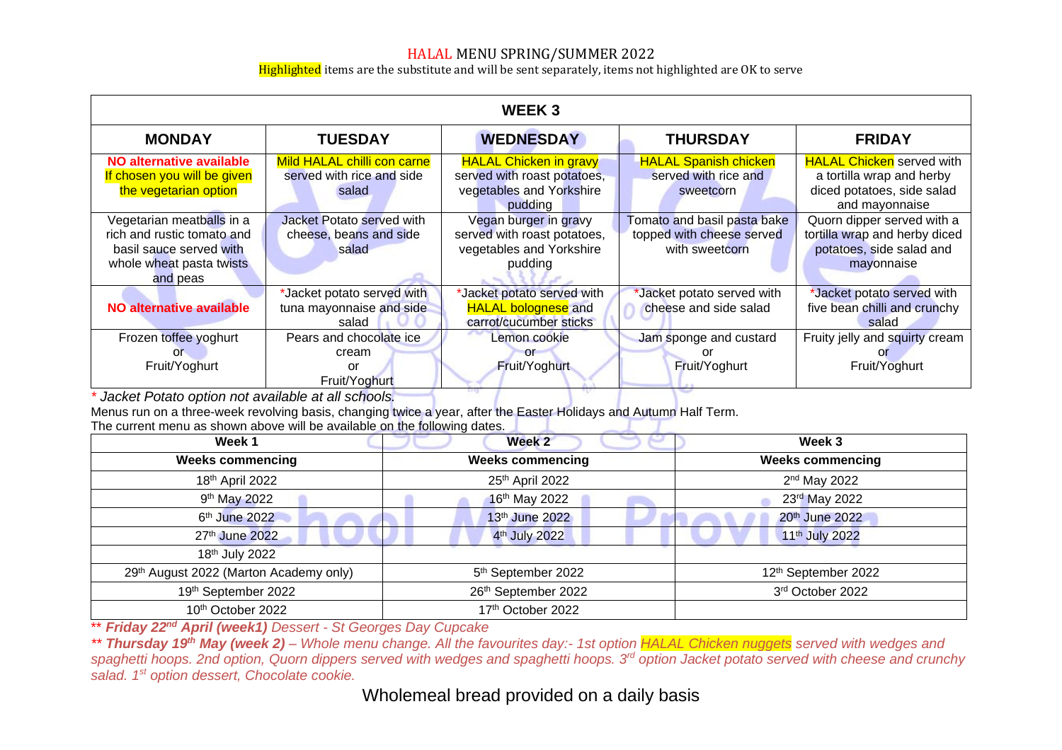# HALAL MENU SPRING/SUMMER 2022

Highlighted items are the substitute and will be sent separately, items not highlighted are OK to serve

| WEEK 3 | | | | |
|---|---|---|---|---|
| **MONDAY** | **TUESDAY** | **WEDNESDAY** | **THURSDAY** | **FRIDAY** |
| **NO alternative available** If chosen you will be given the vegetarian option | Mild HALAL chilli con carne served with rice and side salad | HALAL Chicken in gravy served with roast potatoes, vegetables and Yorkshire pudding | HALAL Spanish chicken served with rice and sweetcorn | HALAL Chicken served with a tortilla wrap and herby diced potatoes, side salad and mayonnaise |
| Vegetarian meatballs in a rich and rustic tomato and basil sauce served with whole wheat pasta twists and peas | Jacket Potato served with cheese, beans and side salad | Vegan burger in gravy served with roast potatoes, vegetables and Yorkshire pudding | Tomato and basil pasta bake topped with cheese served with sweetcorn | Quorn dipper served with a tortilla wrap and herby diced potatoes, side salad and mayonnaise |
| **NO alternative available** | *Jacket potato served with tuna mayonnaise and side salad | *Jacket potato served with HALAL bolognese and carrot/cucumber sticks | *Jacket potato served with cheese and side salad | *Jacket potato served with five bean chilli and crunchy salad |
| Frozen toffee yoghurt or Fruit/Yoghurt | Pears and chocolate ice cream or Fruit/Yoghurt | Lemon cookie or Fruit/Yoghurt | Jam sponge and custard or Fruit/Yoghurt | Fruity jelly and squirty cream or Fruit/Yoghurt |

*\* Jacket Potato option not available at all schools.*

Menus run on a three-week revolving basis, changing twice a year, after the Easter Holidays and Autumn Half Term.
The current menu as shown above will be available on the following dates.

| Week 1 | Week 2 | Week 3 |
|---|---|---|
| **Weeks commencing** | **Weeks commencing** | **Weeks commencing** |
| 18th April 2022 | 25th April 2022 | 2nd May 2022 |
| 9th May 2022 | 16th May 2022 | 23rd May 2022 |
| 6th June 2022 | 13th June 2022 | 20th June 2022 |
| 27th June 2022 | 4th July 2022 | 11th July 2022 |
| 18th July 2022 | | |
| 29th August 2022 (Marton Academy only) | 5th September 2022 | 12th September 2022 |
| 19th September 2022 | 26th September 2022 | 3rd October 2022 |
| 10th October 2022 | 17th October 2022 | |

*\*\* **Friday 22nd April (week1)** Dessert - St Georges Day Cupcake*

*\*\* **Thursday 19th May (week 2)** – Whole menu change. All the favourites day:- 1st option HALAL Chicken nuggets served with wedges and spaghetti hoops. 2nd option, Quorn dippers served with wedges and spaghetti hoops. 3rd option Jacket potato served with cheese and crunchy salad. 1st option dessert, Chocolate cookie.*

Wholemeal bread provided on a daily basis